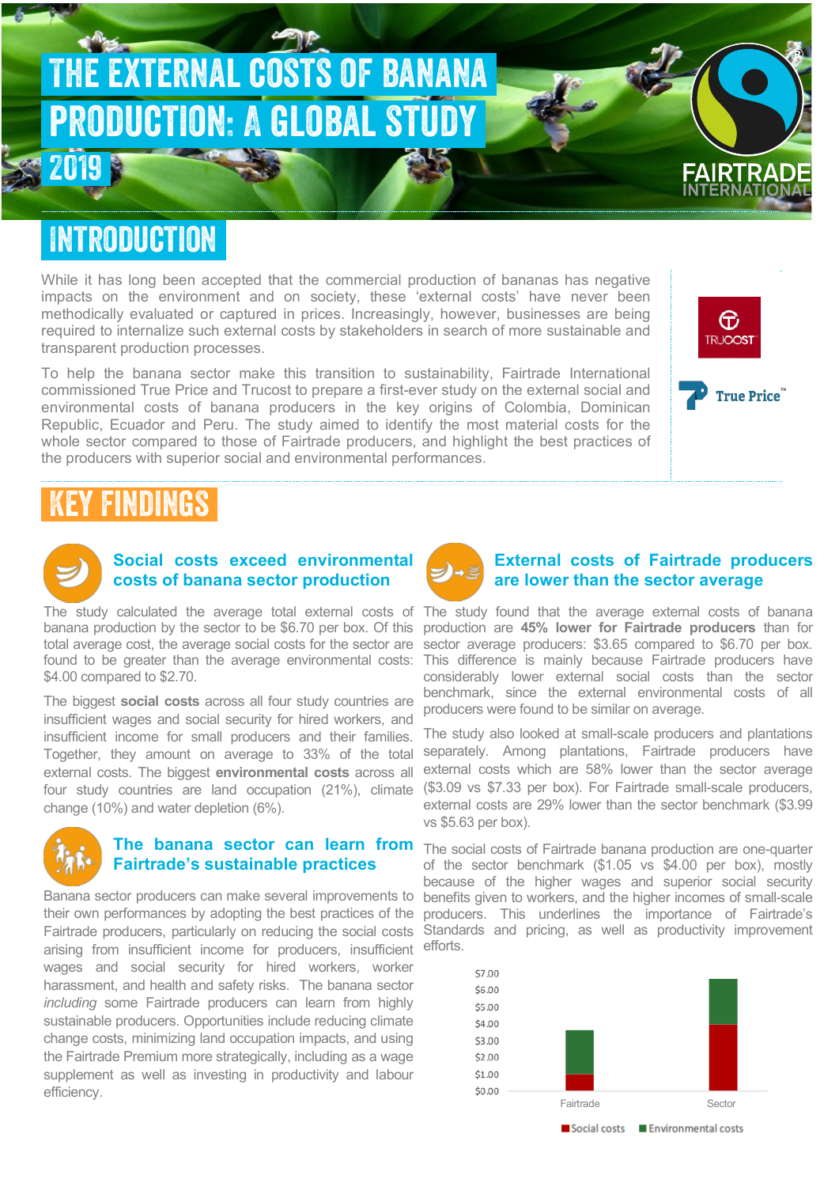# THE EXTERNAL COSTS OF BANANA PRODUCTION: A GLOBAL STUDY

2019

## INTRODUCTION

While it has long been accepted that the commercial production of bananas has negative impacts on the environment and on society, these 'external costs' have never been methodically evaluated or captured in prices. Increasingly, however, businesses are being required to internalize such external costs by stakeholders in search of more sustainable and transparent production processes.

To help the banana sector make this transition to sustainability, Fairtrade International commissioned True Price and Trucost to prepare a first-ever study on the external social and environmental costs of banana producers in the key origins of Colombia, Dominican Republic, Ecuador and Peru. The study aimed to identify the most material costs for the whole sector compared to those of Fairtrade producers, and highlight the best practices of the producers with superior social and environmental performances.

## KEY FINDINGS

### Social costs exceed environmental costs of banana sector production

The study calculated the average total external costs of banana production by the sector to be $6.70 per box. Of this total average cost, the average social costs for the sector are found to be greater than the average environmental costs: $4.00 compared to $2.70.

The biggest **social costs** across all four study countries are insufficient wages and social security for hired workers, and insufficient income for small producers and their families. Together, they amount on average to 33% of the total external costs. The biggest **environmental costs** across all four study countries are land occupation (21%), climate change (10%) and water depletion (6%).

### The banana sector can learn from Fairtrade's sustainable practices

Banana sector producers can make several improvements to their own performances by adopting the best practices of the Fairtrade producers, particularly on reducing the social costs arising from insufficient income for producers, insufficient wages and social security for hired workers, worker harassment, and health and safety risks. The banana sector *including* some Fairtrade producers can learn from highly sustainable producers. Opportunities include reducing climate change costs, minimizing land occupation impacts, and using the Fairtrade Premium more strategically, including as a wage supplement as well as investing in productivity and labour efficiency.

### External costs of Fairtrade producers are lower than the sector average

The study found that the average external costs of banana production are **45% lower for Fairtrade producers** than for sector average producers: $3.65 compared to $6.70 per box. This difference is mainly because Fairtrade producers have considerably lower external social costs than the sector benchmark, since the external environmental costs of all producers were found to be similar on average.

The study also looked at small-scale producers and plantations separately. Among plantations, Fairtrade producers have external costs which are 58% lower than the sector average ($3.09 vs $7.33 per box). For Fairtrade small-scale producers, external costs are 29% lower than the sector benchmark ($3.99 vs $5.63 per box).

The social costs of Fairtrade banana production are one-quarter of the sector benchmark ($1.05 vs $4.00 per box), mostly because of the higher wages and superior social security benefits given to workers, and the higher incomes of small-scale producers. This underlines the importance of Fairtrade's Standards and pricing, as well as productivity improvement efforts.

| | Social costs | Environmental costs |
|---|---|---|
| Fairtrade | $1.05 | ≈$2.60 |
| Sector | $4.00 | $2.70 |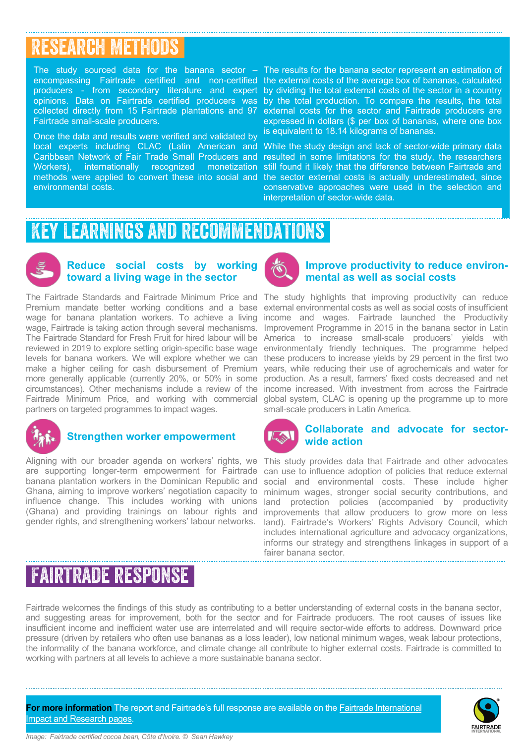## RESEARCH METHODS

The study sourced data for the banana sector – encompassing Fairtrade certified and non-certified producers - from secondary literature and expert opinions. Data on Fairtrade certified producers was collected directly from 15 Fairtrade plantations and 97 Fairtrade small-scale producers.

Once the data and results were verified and validated by local experts including CLAC (Latin American and Caribbean Network of Fair Trade Small Producers and Workers), internationally recognized monetization methods were applied to convert these into social and environmental costs.

The results for the banana sector represent an estimation of the external costs of the average box of bananas, calculated by dividing the total external costs of the sector in a country by the total production. To compare the results, the total external costs for the sector and Fairtrade producers are expressed in dollars ($ per box of bananas, where one box is equivalent to 18.14 kilograms of bananas.

While the study design and lack of sector-wide primary data resulted in some limitations for the study, the researchers still found it likely that the difference between Fairtrade and the sector external costs is actually underestimated, since conservative approaches were used in the selection and interpretation of sector-wide data.

## KEY LEARNINGS AND RECOMMENDATIONS

### Reduce social costs by working toward a living wage in the sector

The Fairtrade Standards and Fairtrade Minimum Price and Premium mandate better working conditions and a base wage for banana plantation workers. To achieve a living wage, Fairtrade is taking action through several mechanisms. The Fairtrade Standard for Fresh Fruit for hired labour will be reviewed in 2019 to explore setting origin-specific base wage levels for banana workers. We will explore whether we can make a higher ceiling for cash disbursement of Premium more generally applicable (currently 20%, or 50% in some circumstances). Other mechanisms include a review of the Fairtrade Minimum Price, and working with commercial partners on targeted programmes to impact wages.

### Strengthen worker empowerment

Aligning with our broader agenda on workers' rights, we are supporting longer-term empowerment for Fairtrade banana plantation workers in the Dominican Republic and Ghana, aiming to improve workers' negotiation capacity to influence change. This includes working with unions (Ghana) and providing trainings on labour rights and gender rights, and strengthening workers' labour networks.

### Improve productivity to reduce environmental as well as social costs

The study highlights that improving productivity can reduce external environmental costs as well as social costs of insufficient income and wages. Fairtrade launched the Productivity Improvement Programme in 2015 in the banana sector in Latin America to increase small-scale producers' yields with environmentally friendly techniques. The programme helped these producers to increase yields by 29 percent in the first two years, while reducing their use of agrochemicals and water for production. As a result, farmers' fixed costs decreased and net income increased. With investment from across the Fairtrade global system, CLAC is opening up the programme up to more small-scale producers in Latin America.

### Collaborate and advocate for sector-wide action

This study provides data that Fairtrade and other advocates can use to influence adoption of policies that reduce external social and environmental costs. These include higher minimum wages, stronger social security contributions, and land protection policies (accompanied by productivity improvements that allow producers to grow more on less land). Fairtrade's Workers' Rights Advisory Council, which includes international agriculture and advocacy organizations, informs our strategy and strengthens linkages in support of a fairer banana sector.

## FAIRTRADE RESPONSE

Fairtrade welcomes the findings of this study as contributing to a better understanding of external costs in the banana sector, and suggesting areas for improvement, both for the sector and for Fairtrade producers. The root causes of issues like insufficient income and inefficient water use are interrelated and will require sector-wide efforts to address. Downward price pressure (driven by retailers who often use bananas as a loss leader), low national minimum wages, weak labour protections, the informality of the banana workforce, and climate change all contribute to higher external costs. Fairtrade is committed to working with partners at all levels to achieve a more sustainable banana sector.

**For more information** The report and Fairtrade's full response are available on the Fairtrade International Impact and Research pages.

*Image: Fairtrade certified cocoa bean, Côte d'Ivoire. © Sean Hawkey*